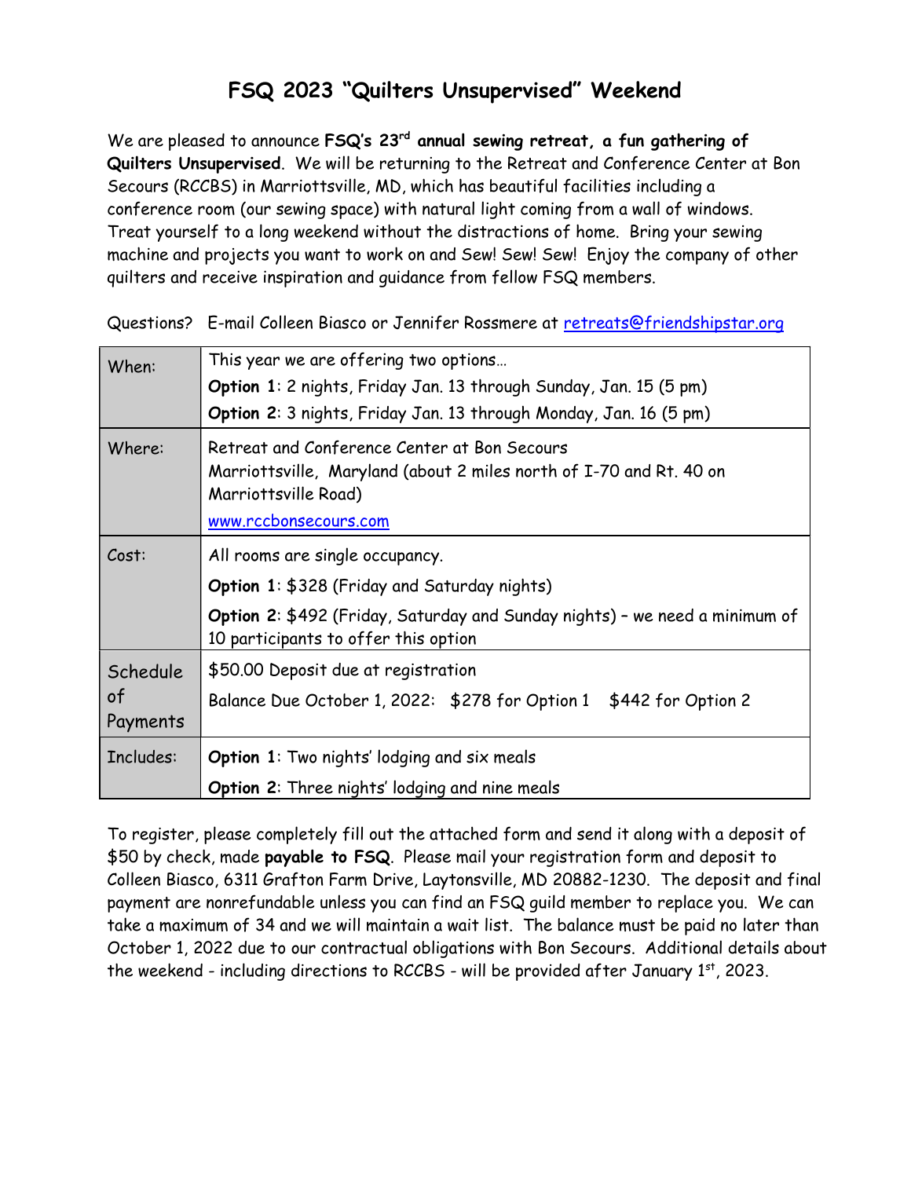# FSQ 2023 "Quilters Unsupervised" Weekend

We are pleased to announce **FSQ's 23rd annual sewing retreat, a fun gathering of Quilters Unsupervised**. We will be returning to the Retreat and Conference Center at Bon Secours (RCCBS) in Marriottsville, MD, which has beautiful facilities including a conference room (our sewing space) with natural light coming from a wall of windows. Treat yourself to a long weekend without the distractions of home. Bring your sewing machine and projects you want to work on and Sew! Sew! Sew! Enjoy the company of other quilters and receive inspiration and guidance from fellow FSQ members.

Questions? E-mail Colleen Biasco or Jennifer Rossmere at retreats@friendshipstar.org

| | |
|---|---|
| When: | This year we are offering two options… **Option 1**: 2 nights, Friday Jan. 13 through Sunday, Jan. 15 (5 pm) **Option 2**: 3 nights, Friday Jan. 13 through Monday, Jan. 16 (5 pm) |
| Where: | Retreat and Conference Center at Bon Secours Marriottsville, Maryland (about 2 miles north of I-70 and Rt. 40 on Marriottsville Road) www.rccbonsecours.com |
| Cost: | All rooms are single occupancy. **Option 1**: $328 (Friday and Saturday nights) **Option 2**: $492 (Friday, Saturday and Sunday nights) – we need a minimum of 10 participants to offer this option |
| Schedule of Payments | $50.00 Deposit due at registration Balance Due October 1, 2022: $278 for Option 1 $442 for Option 2 |
| Includes: | **Option 1**: Two nights' lodging and six meals **Option 2**: Three nights' lodging and nine meals |

To register, please completely fill out the attached form and send it along with a deposit of $50 by check, made **payable to FSQ**. Please mail your registration form and deposit to Colleen Biasco, 6311 Grafton Farm Drive, Laytonsville, MD 20882-1230. The deposit and final payment are nonrefundable unless you can find an FSQ guild member to replace you. We can take a maximum of 34 and we will maintain a wait list. The balance must be paid no later than October 1, 2022 due to our contractual obligations with Bon Secours. Additional details about the weekend - including directions to RCCBS - will be provided after January 1st, 2023.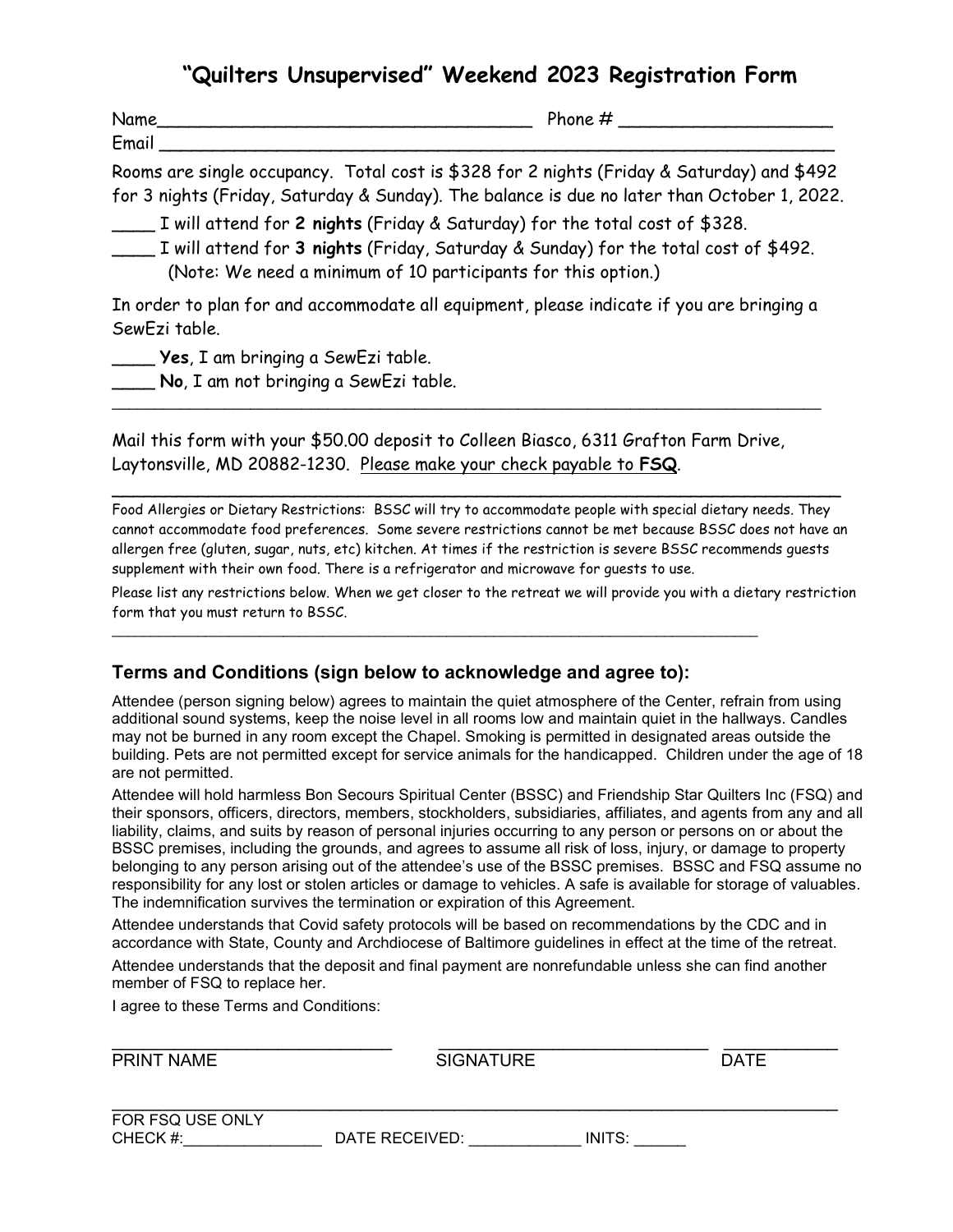# "Quilters Unsupervised" Weekend 2023 Registration Form

Name___________________________________ Phone # ____________________

Email ____________________________________________________________________

Rooms are single occupancy. Total cost is $328 for 2 nights (Friday & Saturday) and $492 for 3 nights (Friday, Saturday & Sunday). The balance is due no later than October 1, 2022.

____ I will attend for **2 nights** (Friday & Saturday) for the total cost of $328.

____ I will attend for **3 nights** (Friday, Saturday & Sunday) for the total cost of $492.
(Note: We need a minimum of 10 participants for this option.)

In order to plan for and accommodate all equipment, please indicate if you are bringing a SewEzi table.

____ **Yes**, I am bringing a SewEzi table.

____ **No**, I am not bringing a SewEzi table.

Mail this form with your $50.00 deposit to Colleen Biasco, 6311 Grafton Farm Drive, Laytonsville, MD 20882-1230. Please make your check payable to **FSQ**.

Food Allergies or Dietary Restrictions: BSSC will try to accommodate people with special dietary needs. They cannot accommodate food preferences. Some severe restrictions cannot be met because BSSC does not have an allergen free (gluten, sugar, nuts, etc) kitchen. At times if the restriction is severe BSSC recommends guests supplement with their own food. There is a refrigerator and microwave for guests to use.

Please list any restrictions below. When we get closer to the retreat we will provide you with a dietary restriction form that you must return to BSSC.

_____________________________________________________________________________

## Terms and Conditions (sign below to acknowledge and agree to):

Attendee (person signing below) agrees to maintain the quiet atmosphere of the Center, refrain from using additional sound systems, keep the noise level in all rooms low and maintain quiet in the hallways. Candles may not be burned in any room except the Chapel. Smoking is permitted in designated areas outside the building. Pets are not permitted except for service animals for the handicapped. Children under the age of 18 are not permitted.

Attendee will hold harmless Bon Secours Spiritual Center (BSSC) and Friendship Star Quilters Inc (FSQ) and their sponsors, officers, directors, members, stockholders, subsidiaries, affiliates, and agents from any and all liability, claims, and suits by reason of personal injuries occurring to any person or persons on or about the BSSC premises, including the grounds, and agrees to assume all risk of loss, injury, or damage to property belonging to any person arising out of the attendee's use of the BSSC premises. BSSC and FSQ assume no responsibility for any lost or stolen articles or damage to vehicles. A safe is available for storage of valuables. The indemnification survives the termination or expiration of this Agreement.

Attendee understands that Covid safety protocols will be based on recommendations by the CDC and in accordance with State, County and Archdiocese of Baltimore guidelines in effect at the time of the retreat.

Attendee understands that the deposit and final payment are nonrefundable unless she can find another member of FSQ to replace her.

I agree to these Terms and Conditions:

______________________________ ______________________________ ____________

PRINT NAME SIGNATURE DATE

FOR FSQ USE ONLY

CHECK #:________________ DATE RECEIVED: _____________ INITS: ______